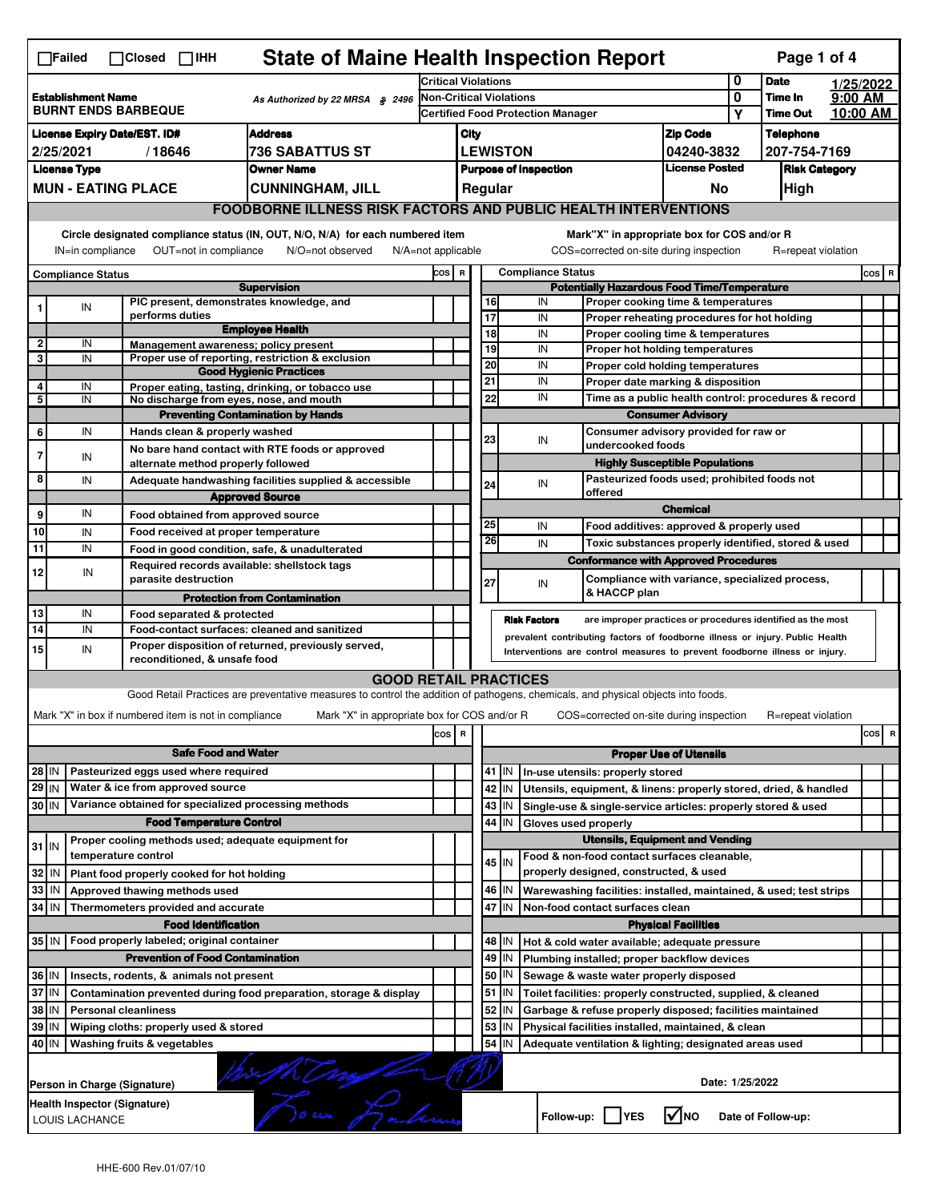☐Failed ☐Closed ☐IHH

# State of Maine Health Inspection Report

| Establishment Name | As Authorized by 22 MRSA § 2496 | Critical Violations | 0 | Date | 1/25/2022 |
|---|---|---|---|---|---|
| BURNT ENDS BARBEQUE | | Non-Critical Violations | 0 | Time In | 9:00 AM |
| | | Certified Food Protection Manager | Y | Time Out | 10:00 AM |

| License Expiry Date/EST. ID# | Address | City | Zip Code | Telephone |
|---|---|---|---|---|
| 2/25/2021 / 18646 | 736 SABATTUS ST | LEWISTON | 04240-3832 | 207-754-7169 |

| License Type | Owner Name | Purpose of Inspection | License Posted | Risk Category |
|---|---|---|---|---|
| MUN - EATING PLACE | CUNNINGHAM, JILL | Regular | No | High |

## FOODBORNE ILLNESS RISK FACTORS AND PUBLIC HEALTH INTERVENTIONS

Circle designated compliance status (IN, OUT, N/O, N/A) for each numbered item
IN=in compliance OUT=not in compliance N/O=not observed N/A=not applicable

Mark"X" in appropriate box for COS and/or R
COS=corrected on-site during inspection R=repeat violation

| # | Compliance Status | | COS | R |
|---|---|---|---|---|
| | | **Supervision** | | |
| 1 | IN | PIC present, demonstrates knowledge, and performs duties | | |
| | | **Employee Health** | | |
| 2 | IN | Management awareness; policy present | | |
| 3 | IN | Proper use of reporting, restriction & exclusion | | |
| | | **Good Hygienic Practices** | | |
| 4 | IN | Proper eating, tasting, drinking, or tobacco use | | |
| 5 | IN | No discharge from eyes, nose, and mouth | | |
| | | **Preventing Contamination by Hands** | | |
| 6 | IN | Hands clean & properly washed | | |
| 7 | IN | No bare hand contact with RTE foods or approved alternate method properly followed | | |
| 8 | IN | Adequate handwashing facilities supplied & accessible | | |
| | | **Approved Source** | | |
| 9 | IN | Food obtained from approved source | | |
| 10 | IN | Food received at proper temperature | | |
| 11 | IN | Food in good condition, safe, & unadulterated | | |
| 12 | IN | Required records available: shellstock tags parasite destruction | | |
| | | **Protection from Contamination** | | |
| 13 | IN | Food separated & protected | | |
| 14 | IN | Food-contact surfaces: cleaned and sanitized | | |
| 15 | IN | Proper disposition of returned, previously served, reconditioned, & unsafe food | | |

| # | Compliance Status | | COS | R |
|---|---|---|---|---|
| | | **Potentially Hazardous Food Time/Temperature** | | |
| 16 | IN | Proper cooking time & temperatures | | |
| 17 | IN | Proper reheating procedures for hot holding | | |
| 18 | IN | Proper cooling time & temperatures | | |
| 19 | IN | Proper hot holding temperatures | | |
| 20 | IN | Proper cold holding temperatures | | |
| 21 | IN | Proper date marking & disposition | | |
| 22 | IN | Time as a public health control: procedures & record | | |
| | | **Consumer Advisory** | | |
| 23 | IN | Consumer advisory provided for raw or undercooked foods | | |
| | | **Highly Susceptible Populations** | | |
| 24 | IN | Pasteurized foods used; prohibited foods not offered | | |
| | | **Chemical** | | |
| 25 | IN | Food additives: approved & properly used | | |
| 26 | IN | Toxic substances properly identified, stored & used | | |
| | | **Conformance with Approved Procedures** | | |
| 27 | IN | Compliance with variance, specialized process, & HACCP plan | | |

**Risk Factors** are improper practices or procedures identified as the most prevalent contributing factors of foodborne illness or injury. Public Health Interventions are control measures to prevent foodborne illness or injury.

## GOOD RETAIL PRACTICES

Good Retail Practices are preventative measures to control the addition of pathogens, chemicals, and physical objects into foods.

Mark "X" in box if numbered item is not in compliance Mark "X" in appropriate box for COS and/or R COS=corrected on-site during inspection R=repeat violation

| # | | | COS | R |
|---|---|---|---|---|
| | | **Safe Food and Water** | | |
| 28 | IN | Pasteurized eggs used where required | | |
| 29 | IN | Water & ice from approved source | | |
| 30 | IN | Variance obtained for specialized processing methods | | |
| | | **Food Temperature Control** | | |
| 31 | IN | Proper cooling methods used; adequate equipment for temperature control | | |
| 32 | IN | Plant food properly cooked for hot holding | | |
| 33 | IN | Approved thawing methods used | | |
| 34 | IN | Thermometers provided and accurate | | |
| | | **Food Identification** | | |
| 35 | IN | Food properly labeled; original container | | |
| | | **Prevention of Food Contamination** | | |
| 36 | IN | Insects, rodents, & animals not present | | |
| 37 | IN | Contamination prevented during food preparation, storage & display | | |
| 38 | IN | Personal cleanliness | | |
| 39 | IN | Wiping cloths: properly used & stored | | |
| 40 | IN | Washing fruits & vegetables | | |

| # | | | COS | R |
|---|---|---|---|---|
| | | **Proper Use of Utensils** | | |
| 41 | IN | In-use utensils: properly stored | | |
| 42 | IN | Utensils, equipment, & linens: properly stored, dried, & handled | | |
| 43 | IN | Single-use & single-service articles: properly stored & used | | |
| 44 | IN | Gloves used properly | | |
| | | **Utensils, Equipment and Vending** | | |
| 45 | IN | Food & non-food contact surfaces cleanable, properly designed, constructed, & used | | |
| 46 | IN | Warewashing facilities: installed, maintained, & used; test strips | | |
| 47 | IN | Non-food contact surfaces clean | | |
| | | **Physical Facilities** | | |
| 48 | IN | Hot & cold water available; adequate pressure | | |
| 49 | IN | Plumbing installed; proper backflow devices | | |
| 50 | IN | Sewage & waste water properly disposed | | |
| 51 | IN | Toilet facilities: properly constructed, supplied, & cleaned | | |
| 52 | IN | Garbage & refuse properly disposed; facilities maintained | | |
| 53 | IN | Physical facilities installed, maintained, & clean | | |
| 54 | IN | Adequate ventilation & lighting; designated areas used | | |

Person in Charge (Signature) [signature] Date: 1/25/2022

Health Inspector (Signature) [signature]
LOUIS LACHANCE

Follow-up: ☐ YES ☑ NO Date of Follow-up:

HHE-600 Rev.01/07/10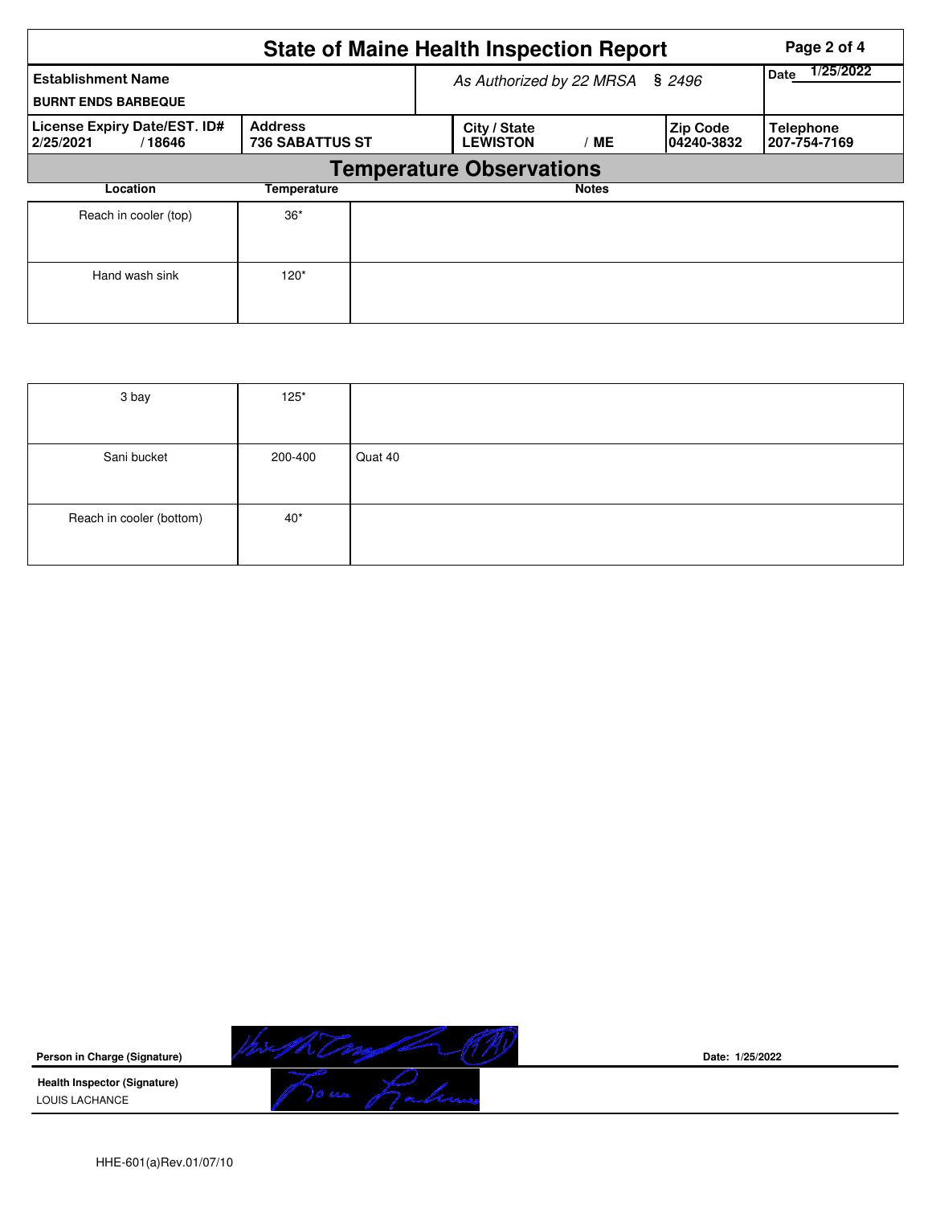# State of Maine Health Inspection Report

| Establishment Name | As Authorized by 22 MRSA § 2496 | | | Date 1/25/2022 |
|---|---|---|---|---|
| BURNT ENDS BARBEQUE | | | | |
| License Expiry Date/EST. ID# | Address | City / State | Zip Code | Telephone |
| 2/25/2021 / 18646 | 736 SABATTUS ST | LEWISTON / ME | 04240-3832 | 207-754-7169 |

## Temperature Observations

| Location | Temperature | Notes |
|---|---|---|
| Reach in cooler (top) | 36* | |
| Hand wash sink | 120* | |
| 3 bay | 125* | |
| Sani bucket | 200-400 | Quat 40 |
| Reach in cooler (bottom) | 40* | |

**Person in Charge (Signature)** [signature] **Date: 1/25/2022**

**Health Inspector (Signature)** [signature]
LOUIS LACHANCE

HHE-601(a)Rev.01/07/10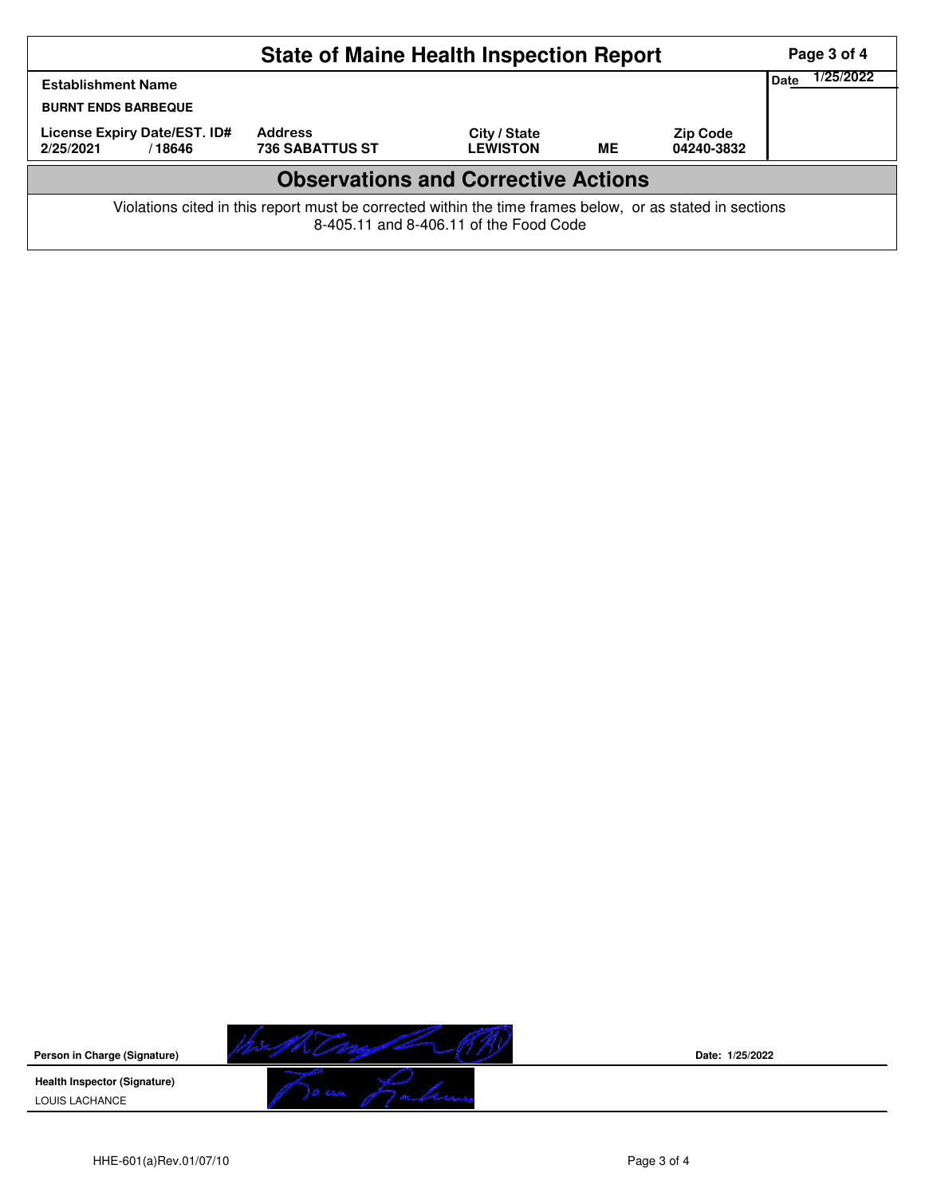# State of Maine Health Inspection Report

| Establishment Name | | | | | Date 1/25/2022 |
|---|---|---|---|---|---|
| BURNT ENDS BARBEQUE | | | | | |
| License Expiry Date/EST. ID# | Address | City / State | | Zip Code | |
| 2/25/2021 / 18646 | 736 SABATTUS ST | LEWISTON | ME | 04240-3832 | |

## Observations and Corrective Actions

Violations cited in this report must be corrected within the time frames below, or as stated in sections 8-405.11 and 8-406.11 of the Food Code

**Person in Charge (Signature)** 

**Date:** 1/25/2022

**Health Inspector (Signature)**

LOUIS LACHANCE

HHE-601(a)Rev.01/07/10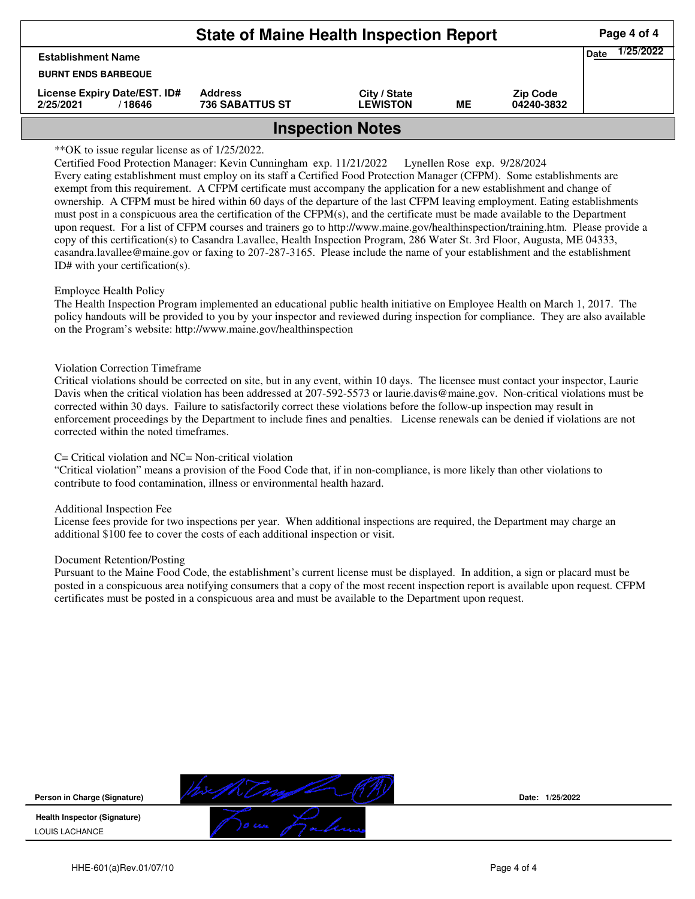# State of Maine Health Inspection Report

| Establishment Name | | | | | Date 1/25/2022 |
|---|---|---|---|---|---|
| BURNT ENDS BARBEQUE | | | | | |
| License Expiry Date/EST. ID# | Address | City / State | | Zip Code | |
| 2/25/2021 / 18646 | 736 SABATTUS ST | LEWISTON | ME | 04240-3832 | |

## Inspection Notes

**OK to issue regular license as of 1/25/2022.

Certified Food Protection Manager: Kevin Cunningham exp. 11/21/2022 Lynellen Rose exp. 9/28/2024

Every eating establishment must employ on its staff a Certified Food Protection Manager (CFPM). Some establishments are exempt from this requirement. A CFPM certificate must accompany the application for a new establishment and change of ownership. A CFPM must be hired within 60 days of the departure of the last CFPM leaving employment. Eating establishments must post in a conspicuous area the certification of the CFPM(s), and the certificate must be made available to the Department upon request. For a list of CFPM courses and trainers go to http://www.maine.gov/healthinspection/training.htm. Please provide a copy of this certification(s) to Casandra Lavallee, Health Inspection Program, 286 Water St. 3rd Floor, Augusta, ME 04333, casandra.lavallee@maine.gov or faxing to 207-287-3165. Please include the name of your establishment and the establishment ID# with your certification(s).

Employee Health Policy

The Health Inspection Program implemented an educational public health initiative on Employee Health on March 1, 2017. The policy handouts will be provided to you by your inspector and reviewed during inspection for compliance. They are also available on the Program's website: http://www.maine.gov/healthinspection

Violation Correction Timeframe

Critical violations should be corrected on site, but in any event, within 10 days. The licensee must contact your inspector, Laurie Davis when the critical violation has been addressed at 207-592-5573 or laurie.davis@maine.gov. Non-critical violations must be corrected within 30 days. Failure to satisfactorily correct these violations before the follow-up inspection may result in enforcement proceedings by the Department to include fines and penalties. License renewals can be denied if violations are not corrected within the noted timeframes.

C= Critical violation and NC= Non-critical violation

"Critical violation" means a provision of the Food Code that, if in non-compliance, is more likely than other violations to contribute to food contamination, illness or environmental health hazard.

Additional Inspection Fee

License fees provide for two inspections per year. When additional inspections are required, the Department may charge an additional $100 fee to cover the costs of each additional inspection or visit.

Document Retention/Posting

Pursuant to the Maine Food Code, the establishment's current license must be displayed. In addition, a sign or placard must be posted in a conspicuous area notifying consumers that a copy of the most recent inspection report is available upon request. CFPM certificates must be posted in a conspicuous area and must be available to the Department upon request.

**Person in Charge (Signature)** Date: 1/25/2022

**Health Inspector (Signature)**
LOUIS LACHANCE

HHE-601(a)Rev.01/07/10